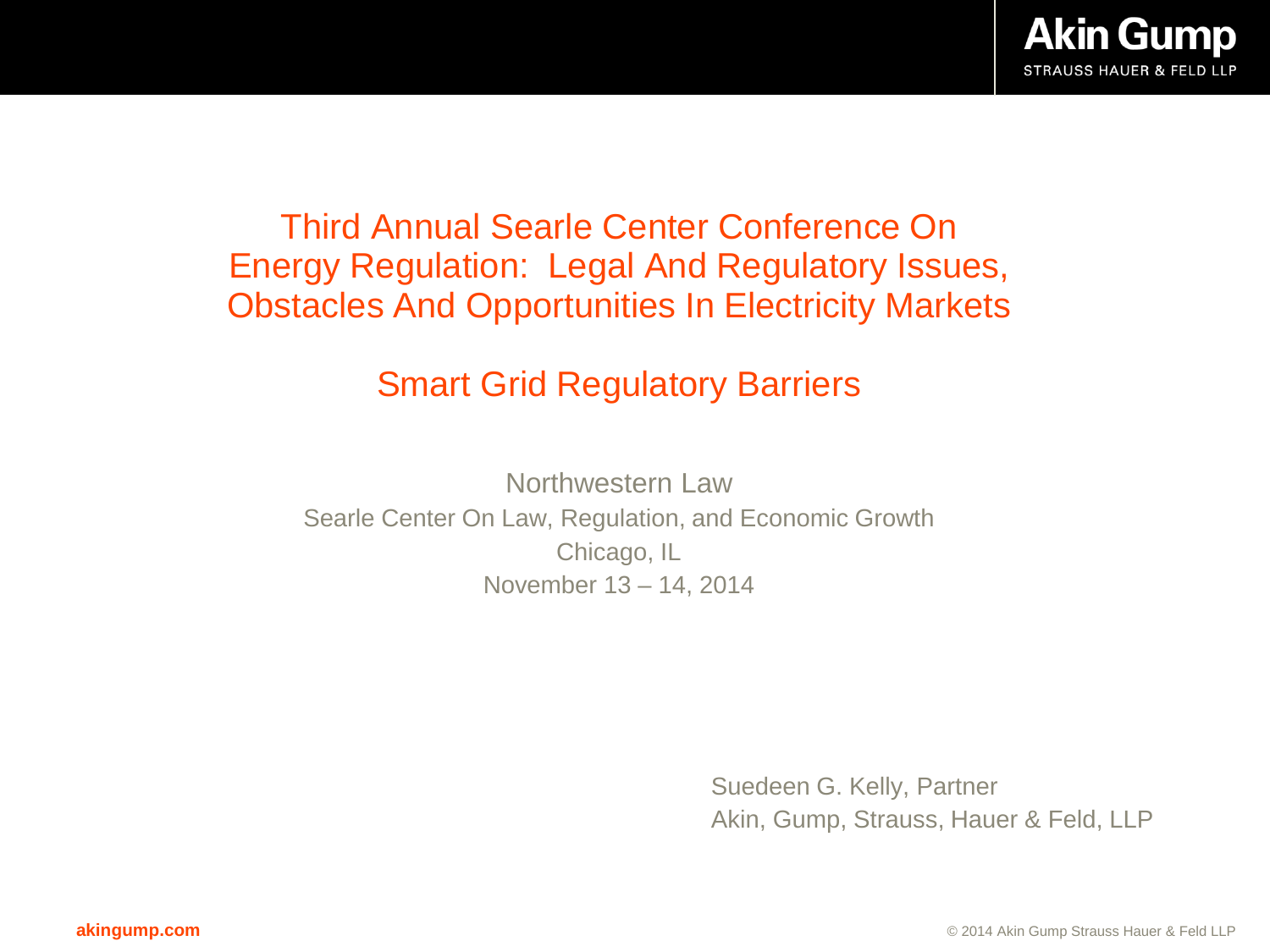# Third Annual Searle Center Conference On Energy Regulation: Legal And Regulatory Issues, Obstacles And Opportunities In Electricity Markets

## Smart Grid Regulatory Barriers

Northwestern Law
Searle Center On Law, Regulation, and Economic Growth
Chicago, IL
November 13 – 14, 2014

Suedeen G. Kelly, Partner
Akin, Gump, Strauss, Hauer & Feld, LLP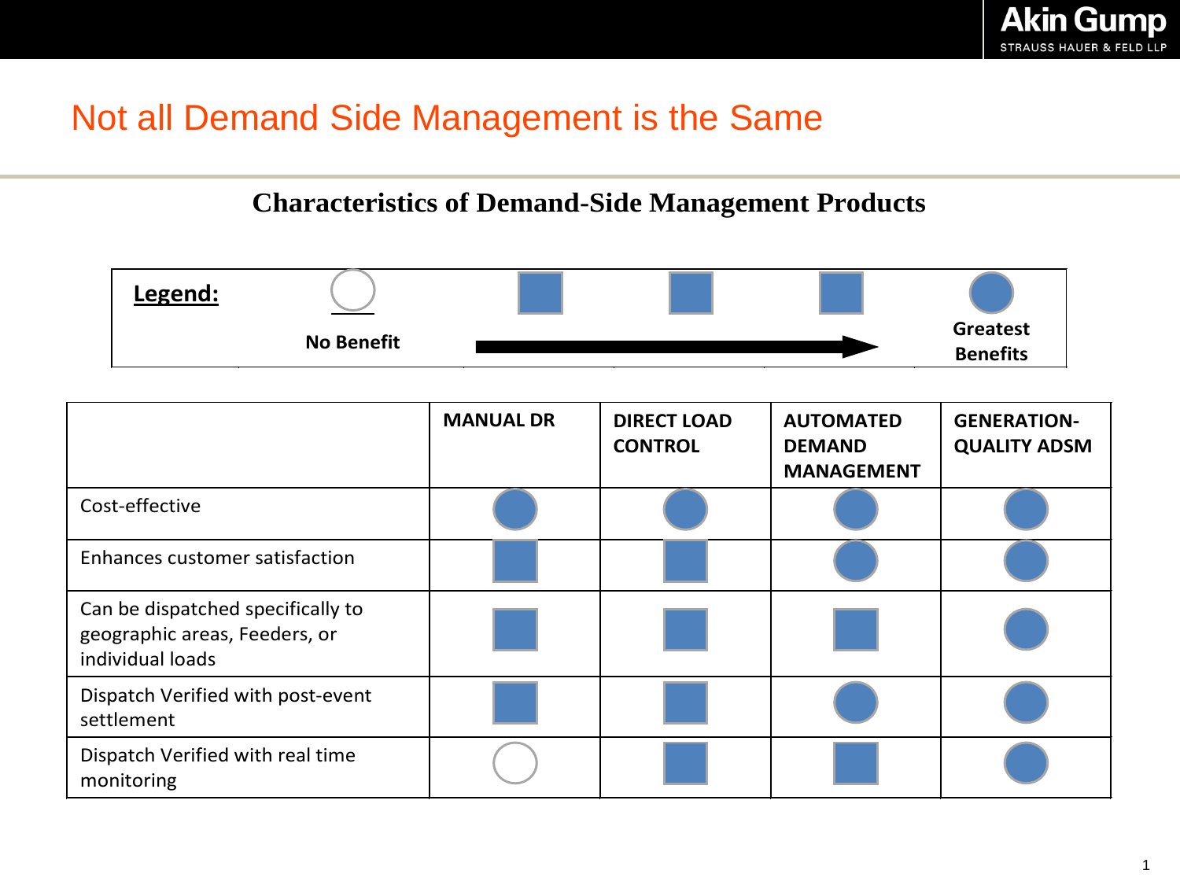# Not all Demand Side Management is the Same

## Characteristics of Demand-Side Management Products

| **Legend:** | ○ No Benefit | ■ | ■ | ■ | ● Greatest Benefits |
|---|---|---|---|---|---|

(Arrow from No Benefit to Greatest Benefits)

| | MANUAL DR | DIRECT LOAD CONTROL | AUTOMATED DEMAND MANAGEMENT | GENERATION-QUALITY ADSM |
|---|---|---|---|---|
| Cost-effective | ● | ● | ● | ● |
| Enhances customer satisfaction | ■ | ■ | ● | ● |
| Can be dispatched specifically to geographic areas, Feeders, or individual loads | ■ | ■ | ■ | ● |
| Dispatch Verified with post-event settlement | ■ | ■ | ● | ● |
| Dispatch Verified with real time monitoring | ○ | ■ | ■ | ● |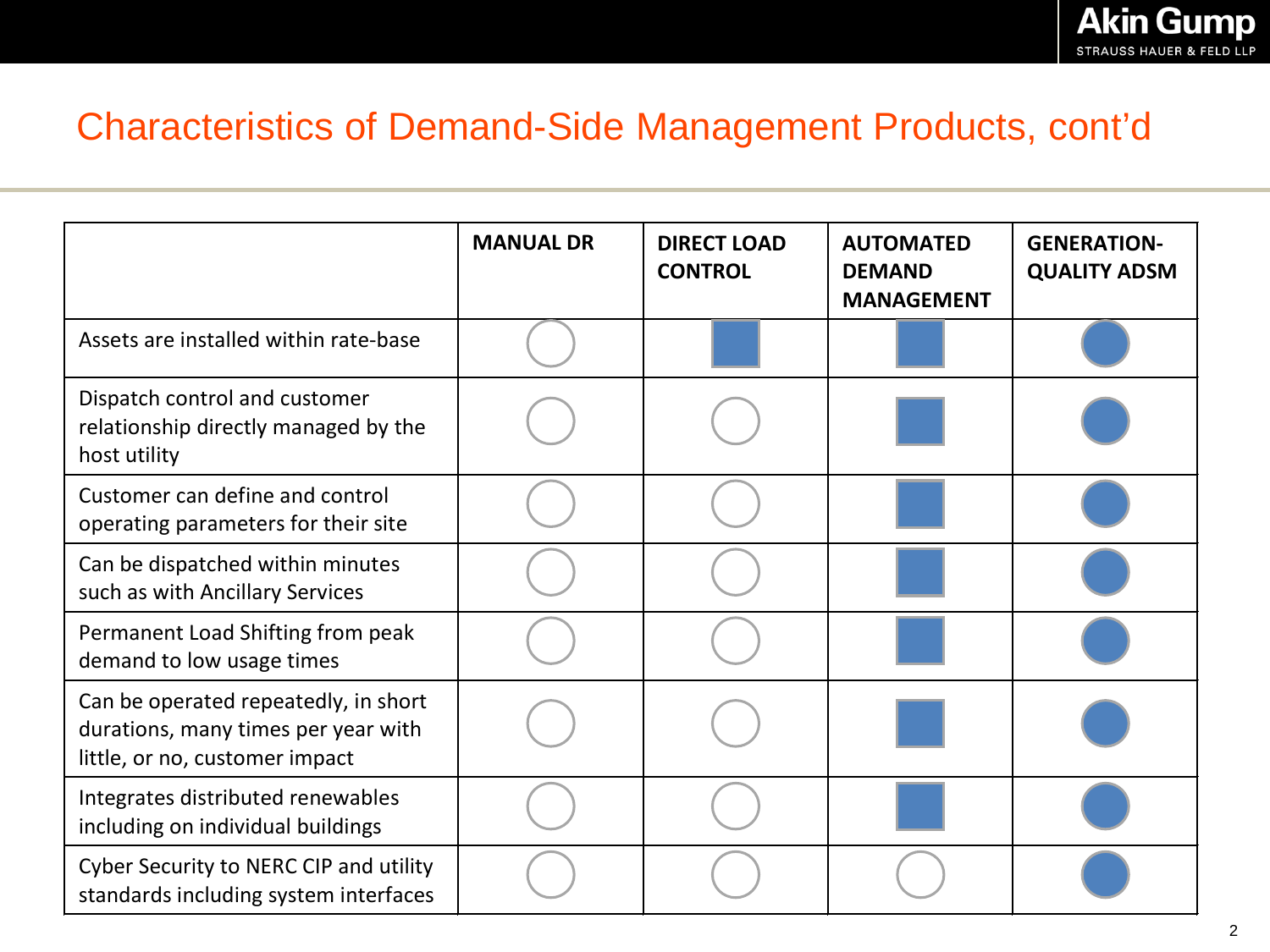# Characteristics of Demand-Side Management Products, cont'd

| | MANUAL DR | DIRECT LOAD CONTROL | AUTOMATED DEMAND MANAGEMENT | GENERATION-QUALITY ADSM |
|---|---|---|---|---|
| Assets are installed within rate-base | ○ | ■ | ■ | ● |
| Dispatch control and customer relationship directly managed by the host utility | ○ | ○ | ■ | ● |
| Customer can define and control operating parameters for their site | ○ | ○ | ■ | ● |
| Can be dispatched within minutes such as with Ancillary Services | ○ | ○ | ■ | ● |
| Permanent Load Shifting from peak demand to low usage times | ○ | ○ | ■ | ● |
| Can be operated repeatedly, in short durations, many times per year with little, or no, customer impact | ○ | ○ | ■ | ● |
| Integrates distributed renewables including on individual buildings | ○ | ○ | ■ | ● |
| Cyber Security to NERC CIP and utility standards including system interfaces | ○ | ○ | ○ | ● |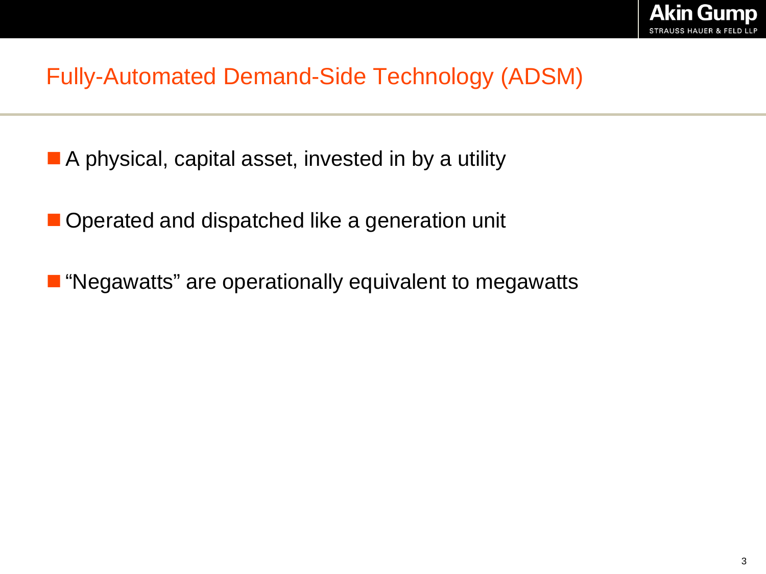# Fully-Automated Demand-Side Technology (ADSM)

- A physical, capital asset, invested in by a utility
- Operated and dispatched like a generation unit
- "Negawatts" are operationally equivalent to megawatts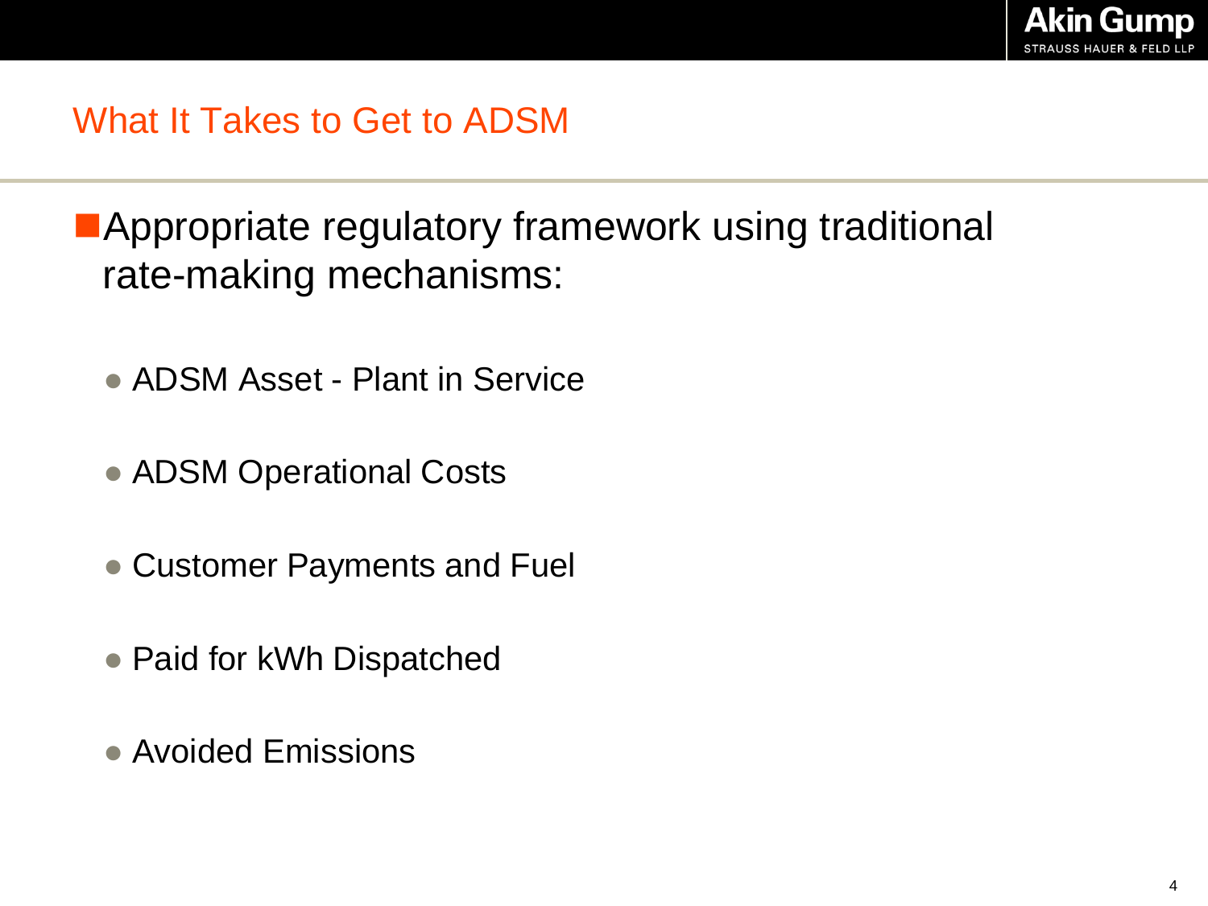## What It Takes to Get to ADSM

- Appropriate regulatory framework using traditional rate-making mechanisms:
  - ADSM Asset - Plant in Service
  - ADSM Operational Costs
  - Customer Payments and Fuel
  - Paid for kWh Dispatched
  - Avoided Emissions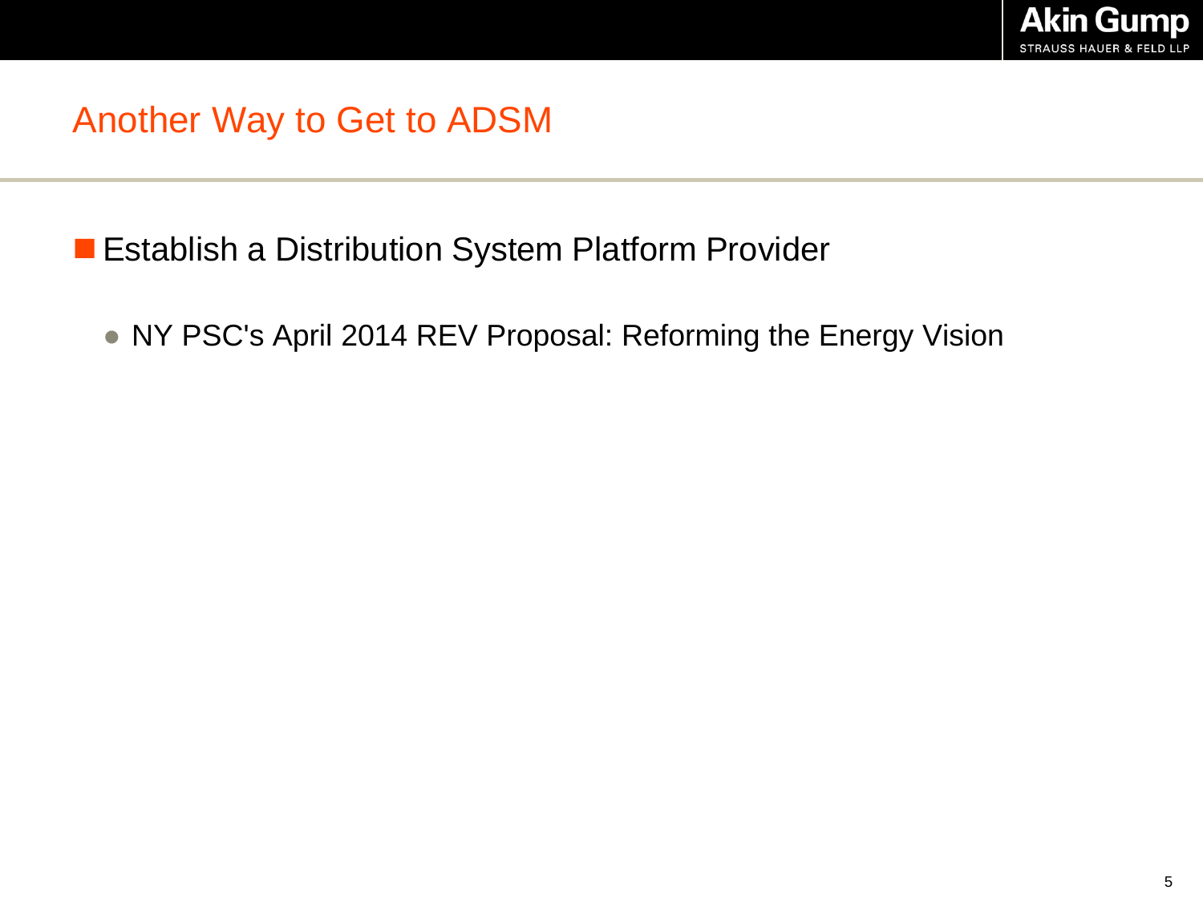## Another Way to Get to ADSM

- Establish a Distribution System Platform Provider
  - NY PSC's April 2014 REV Proposal: Reforming the Energy Vision